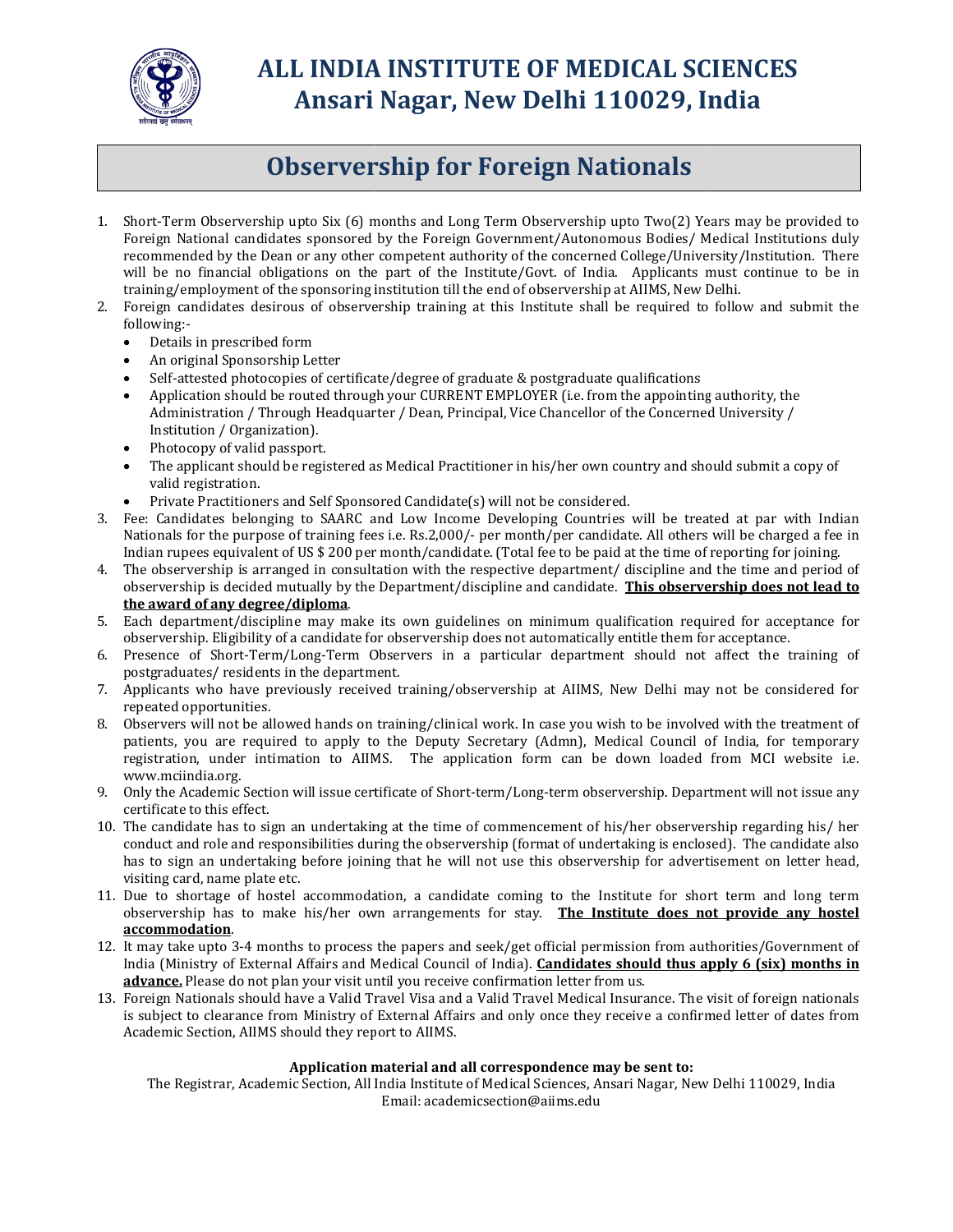# ALL INDIA INSTITUTE OF MEDICAL SCIENCES
# Ansari Nagar, New Delhi 110029, India

## Observership for Foreign Nationals

1. Short-Term Observership upto Six (6) months and Long Term Observership upto Two(2) Years may be provided to Foreign National candidates sponsored by the Foreign Government/Autonomous Bodies/ Medical Institutions duly recommended by the Dean or any other competent authority of the concerned College/University/Institution. There will be no financial obligations on the part of the Institute/Govt. of India. Applicants must continue to be in training/employment of the sponsoring institution till the end of observership at AIIMS, New Delhi.
2. Foreign candidates desirous of observership training at this Institute shall be required to follow and submit the following:-
   - Details in prescribed form
   - An original Sponsorship Letter
   - Self-attested photocopies of certificate/degree of graduate & postgraduate qualifications
   - Application should be routed through your CURRENT EMPLOYER (i.e. from the appointing authority, the Administration / Through Headquarter / Dean, Principal, Vice Chancellor of the Concerned University / Institution / Organization).
   - Photocopy of valid passport.
   - The applicant should be registered as Medical Practitioner in his/her own country and should submit a copy of valid registration.
   - Private Practitioners and Self Sponsored Candidate(s) will not be considered.
3. Fee: Candidates belonging to SAARC and Low Income Developing Countries will be treated at par with Indian Nationals for the purpose of training fees i.e. Rs.2,000/- per month/per candidate. All others will be charged a fee in Indian rupees equivalent of US $ 200 per month/candidate. (Total fee to be paid at the time of reporting for joining.
4. The observership is arranged in consultation with the respective department/ discipline and the time and period of observership is decided mutually by the Department/discipline and candidate. **This observership does not lead to the award of any degree/diploma**.
5. Each department/discipline may make its own guidelines on minimum qualification required for acceptance for observership. Eligibility of a candidate for observership does not automatically entitle them for acceptance.
6. Presence of Short-Term/Long-Term Observers in a particular department should not affect the training of postgraduates/ residents in the department.
7. Applicants who have previously received training/observership at AIIMS, New Delhi may not be considered for repeated opportunities.
8. Observers will not be allowed hands on training/clinical work. In case you wish to be involved with the treatment of patients, you are required to apply to the Deputy Secretary (Admn), Medical Council of India, for temporary registration, under intimation to AIIMS. The application form can be down loaded from MCI website i.e. www.mciindia.org.
9. Only the Academic Section will issue certificate of Short-term/Long-term observership. Department will not issue any certificate to this effect.
10. The candidate has to sign an undertaking at the time of commencement of his/her observership regarding his/ her conduct and role and responsibilities during the observership (format of undertaking is enclosed). The candidate also has to sign an undertaking before joining that he will not use this observership for advertisement on letter head, visiting card, name plate etc.
11. Due to shortage of hostel accommodation, a candidate coming to the Institute for short term and long term observership has to make his/her own arrangements for stay. **The Institute does not provide any hostel accommodation**.
12. It may take upto 3-4 months to process the papers and seek/get official permission from authorities/Government of India (Ministry of External Affairs and Medical Council of India). **Candidates should thus apply 6 (six) months in advance.** Please do not plan your visit until you receive confirmation letter from us.
13. Foreign Nationals should have a Valid Travel Visa and a Valid Travel Medical Insurance. The visit of foreign nationals is subject to clearance from Ministry of External Affairs and only once they receive a confirmed letter of dates from Academic Section, AIIMS should they report to AIIMS.

**Application material and all correspondence may be sent to:**

The Registrar, Academic Section, All India Institute of Medical Sciences, Ansari Nagar, New Delhi 110029, India
Email: academicsection@aiims.edu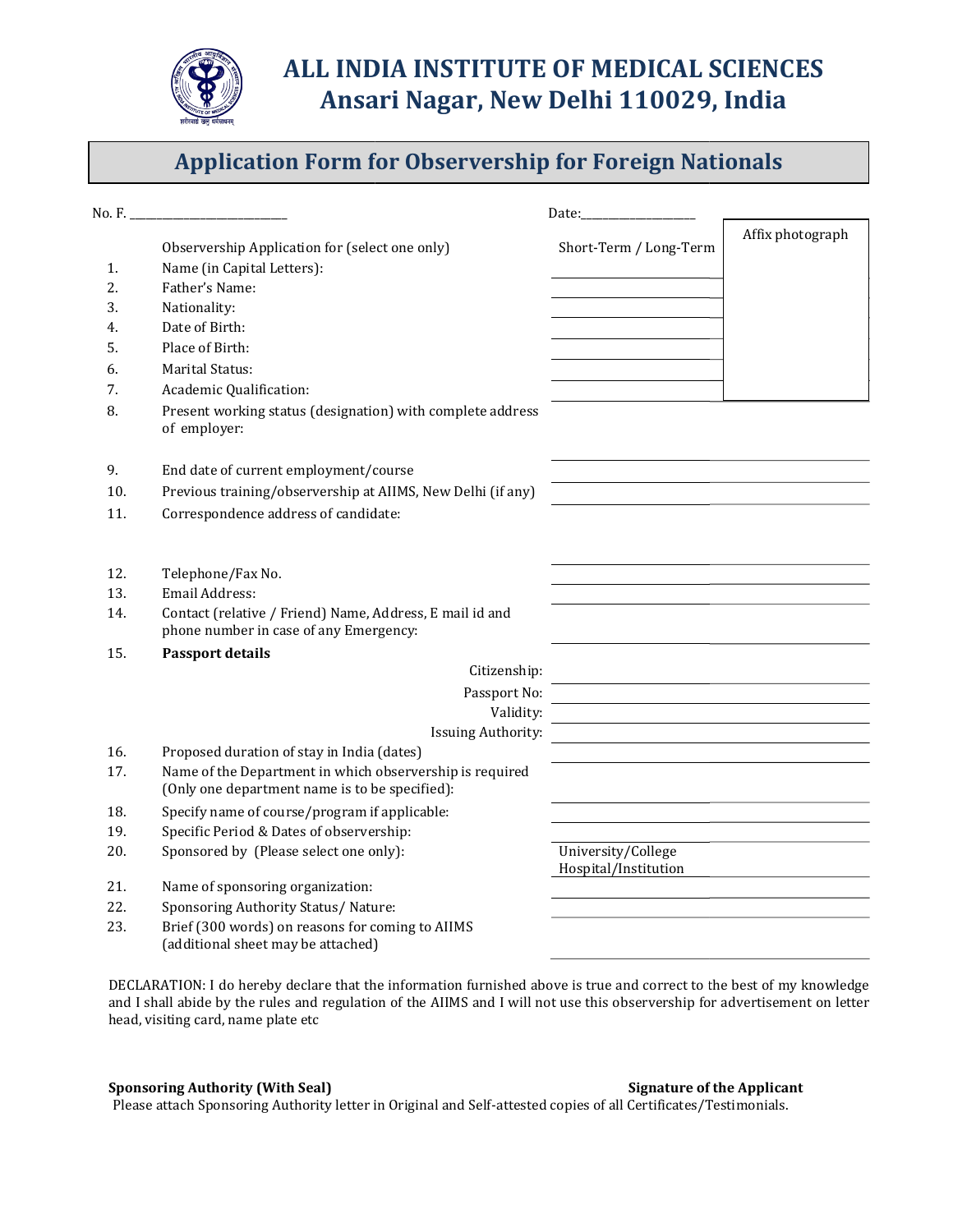# ALL INDIA INSTITUTE OF MEDICAL SCIENCES
# Ansari Nagar, New Delhi 110029, India

## Application Form for Observership for Foreign Nationals

No. F. ____________________________ Date:____________________

Affix photograph

Observership Application for (select one only) Short-Term / Long-Term

1. Name (in Capital Letters): ____________________
2. Father's Name: ____________________
3. Nationality: ____________________
4. Date of Birth: ____________________
5. Place of Birth: ____________________
6. Marital Status: ____________________
7. Academic Qualification: ____________________
8. Present working status (designation) with complete address of employer: ____________________
9. End date of current employment/course ____________________
10. Previous training/observership at AIIMS, New Delhi (if any) ____________________
11. Correspondence address of candidate: ____________________
12. Telephone/Fax No. ____________________
13. Email Address: ____________________
14. Contact (relative / Friend) Name, Address, E mail id and phone number in case of any Emergency: ____________________
15. **Passport details**
    - Citizenship: ____________________
    - Passport No: ____________________
    - Validity: ____________________
    - Issuing Authority: ____________________
16. Proposed duration of stay in India (dates) ____________________
17. Name of the Department in which observership is required (Only one department name is to be specified): ____________________
18. Specify name of course/program if applicable: ____________________
19. Specific Period & Dates of observership: ____________________
20. Sponsored by (Please select one only): University/College Hospital/Institution
21. Name of sponsoring organization: ____________________
22. Sponsoring Authority Status/ Nature: ____________________
23. Brief (300 words) on reasons for coming to AIIMS (additional sheet may be attached) ____________________

DECLARATION: I do hereby declare that the information furnished above is true and correct to the best of my knowledge and I shall abide by the rules and regulation of the AIIMS and I will not use this observership for advertisement on letter head, visiting card, name plate etc

**Sponsoring Authority (With Seal)** **Signature of the Applicant**

Please attach Sponsoring Authority letter in Original and Self-attested copies of all Certificates/Testimonials.